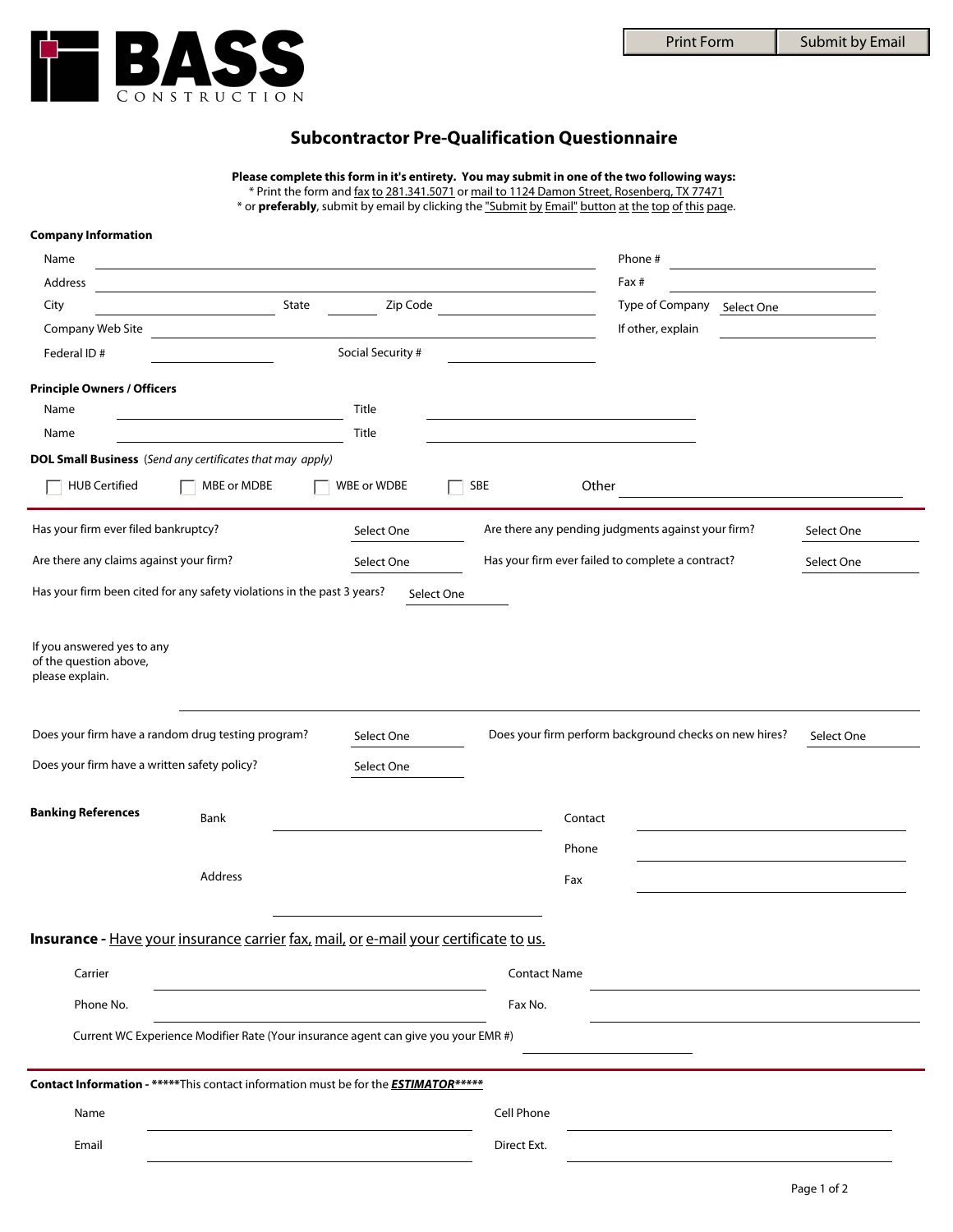BASS CONSTRUCTION

Print Form | Submit by Email

# Subcontractor Pre-Qualification Questionnaire

**Please complete this form in it's entirety. You may submit in one of the two following ways:**
* Print the form and fax to 281.341.5071 or mail to 1124 Damon Street, Rosenberg, TX 77471
* or **preferably**, submit by email by clicking the "Submit by Email" button at the top of this page.

**Company Information**

Name ______________________ Phone # ______________________

Address ______________________ Fax # ______________________

City __________ State ______ Zip Code __________ Type of Company Select One

Company Web Site ______________________ If other, explain ______________________

Federal ID # __________ Social Security # __________

**Principle Owners / Officers**

Name ______________________ Title ______________________

Name ______________________ Title ______________________

**DOL Small Business** *(Send any certificates that may apply)*

☐ HUB Certified ☐ MBE or MDBE ☐ WBE or WDBE ☐ SBE Other ______________________

Has your firm ever filed bankruptcy? Select One

Are there any pending judgments against your firm? Select One

Are there any claims against your firm? Select One

Has your firm ever failed to complete a contract? Select One

Has your firm been cited for any safety violations in the past 3 years? Select One

If you answered yes to any of the question above, please explain. ______________________

Does your firm have a random drug testing program? Select One

Does your firm perform background checks on new hires? Select One

Does your firm have a written safety policy? Select One

**Banking References**

Bank ______________________ Contact ______________________

Phone ______________________

Address ______________________ Fax ______________________

**Insurance -** Have your insurance carrier fax, mail, or e-mail your certificate to us.

Carrier ______________________ Contact Name ______________________

Phone No. ______________________ Fax No. ______________________

Current WC Experience Modifier Rate (Your insurance agent can give you your EMR #) __________

**Contact Information -** *****This contact information must be for the ***ESTIMATOR******

Name ______________________ Cell Phone ______________________

Email ______________________ Direct Ext. ______________________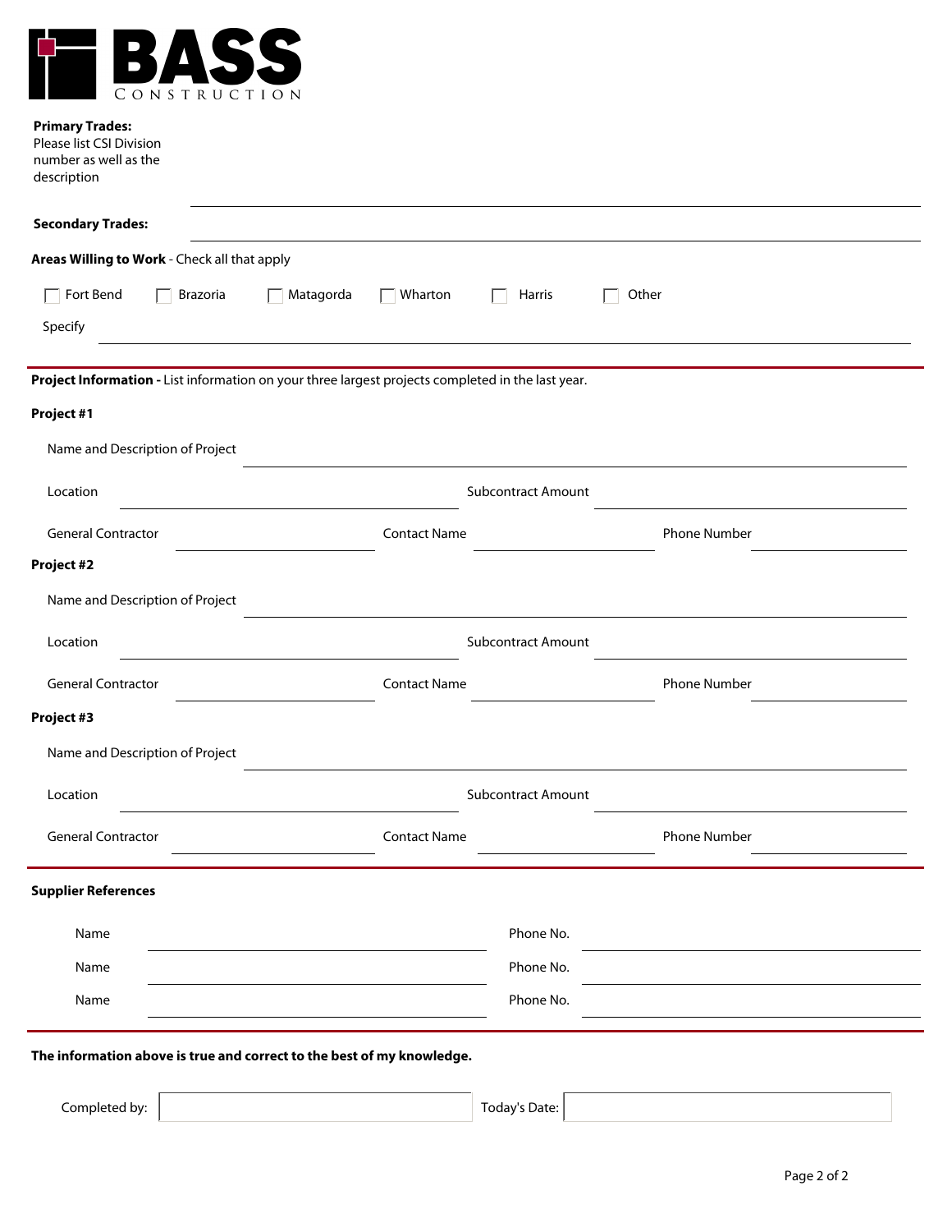BASS CONSTRUCTION

**Primary Trades:**
Please list CSI Division number as well as the description

**Secondary Trades:**

**Areas Willing to Work** - Check all that apply

☐ Fort Bend ☐ Brazoria ☐ Matagorda ☐ Wharton ☐ Harris ☐ Other

Specify

---

**Project Information -** List information on your three largest projects completed in the last year.

**Project #1**

Name and Description of Project

Location Subcontract Amount

General Contractor Contact Name Phone Number

**Project #2**

Name and Description of Project

Location Subcontract Amount

General Contractor Contact Name Phone Number

**Project #3**

Name and Description of Project

Location Subcontract Amount

General Contractor Contact Name Phone Number

---

**Supplier References**

Name Phone No.

Name Phone No.

Name Phone No.

---

**The information above is true and correct to the best of my knowledge.**

Completed by: Today's Date: